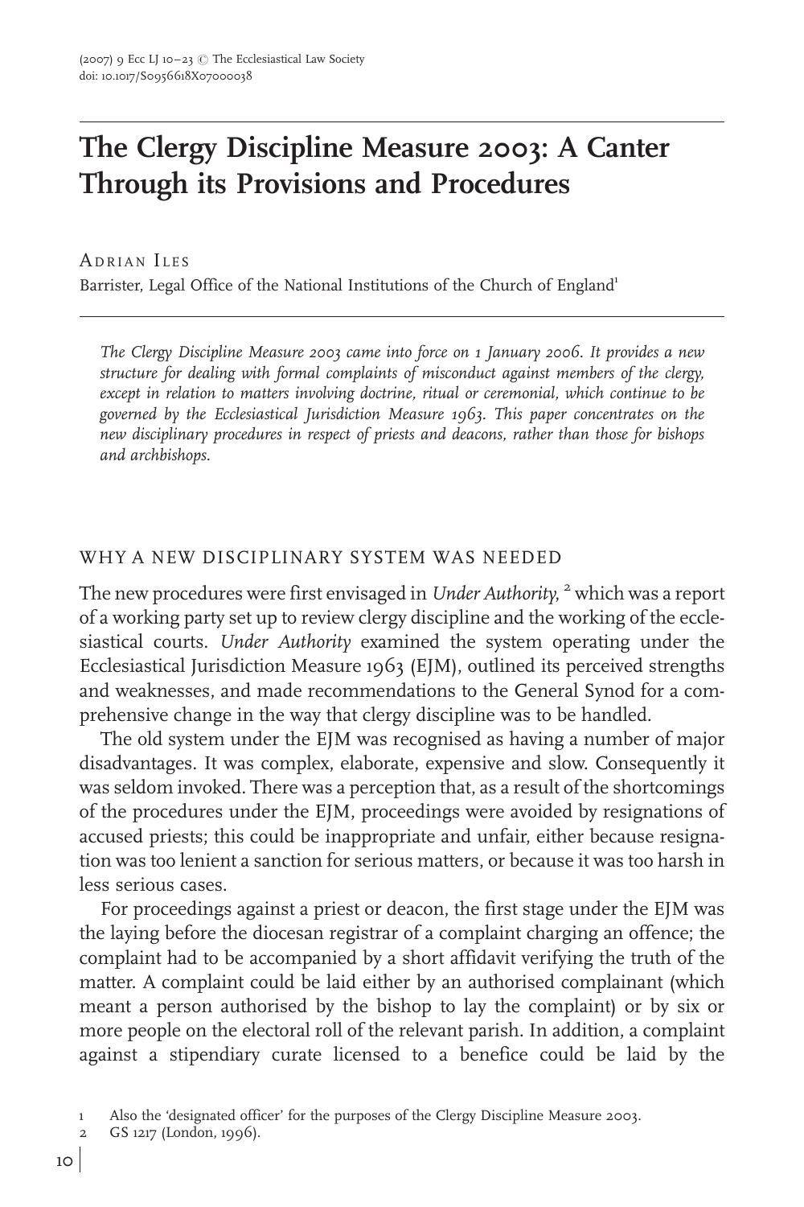# The Clergy Discipline Measure 2003: A Canter Through its Provisions and Procedures

ADRIAN ILES

Barrister, Legal Office of the National Institutions of the Church of England[1]

*The Clergy Discipline Measure 2003 came into force on 1 January 2006. It provides a new structure for dealing with formal complaints of misconduct against members of the clergy, except in relation to matters involving doctrine, ritual or ceremonial, which continue to be governed by the Ecclesiastical Jurisdiction Measure 1963. This paper concentrates on the new disciplinary procedures in respect of priests and deacons, rather than those for bishops and archbishops.*

## WHY A NEW DISCIPLINARY SYSTEM WAS NEEDED

The new procedures were first envisaged in *Under Authority*, [2] which was a report of a working party set up to review clergy discipline and the working of the ecclesiastical courts. *Under Authority* examined the system operating under the Ecclesiastical Jurisdiction Measure 1963 (EJM), outlined its perceived strengths and weaknesses, and made recommendations to the General Synod for a comprehensive change in the way that clergy discipline was to be handled.

The old system under the EJM was recognised as having a number of major disadvantages. It was complex, elaborate, expensive and slow. Consequently it was seldom invoked. There was a perception that, as a result of the shortcomings of the procedures under the EJM, proceedings were avoided by resignations of accused priests; this could be inappropriate and unfair, either because resignation was too lenient a sanction for serious matters, or because it was too harsh in less serious cases.

For proceedings against a priest or deacon, the first stage under the EJM was the laying before the diocesan registrar of a complaint charging an offence; the complaint had to be accompanied by a short affidavit verifying the truth of the matter. A complaint could be laid either by an authorised complainant (which meant a person authorised by the bishop to lay the complaint) or by six or more people on the electoral roll of the relevant parish. In addition, a complaint against a stipendiary curate licensed to a benefice could be laid by the

1 Also the 'designated officer' for the purposes of the Clergy Discipline Measure 2003.

2 GS 1217 (London, 1996).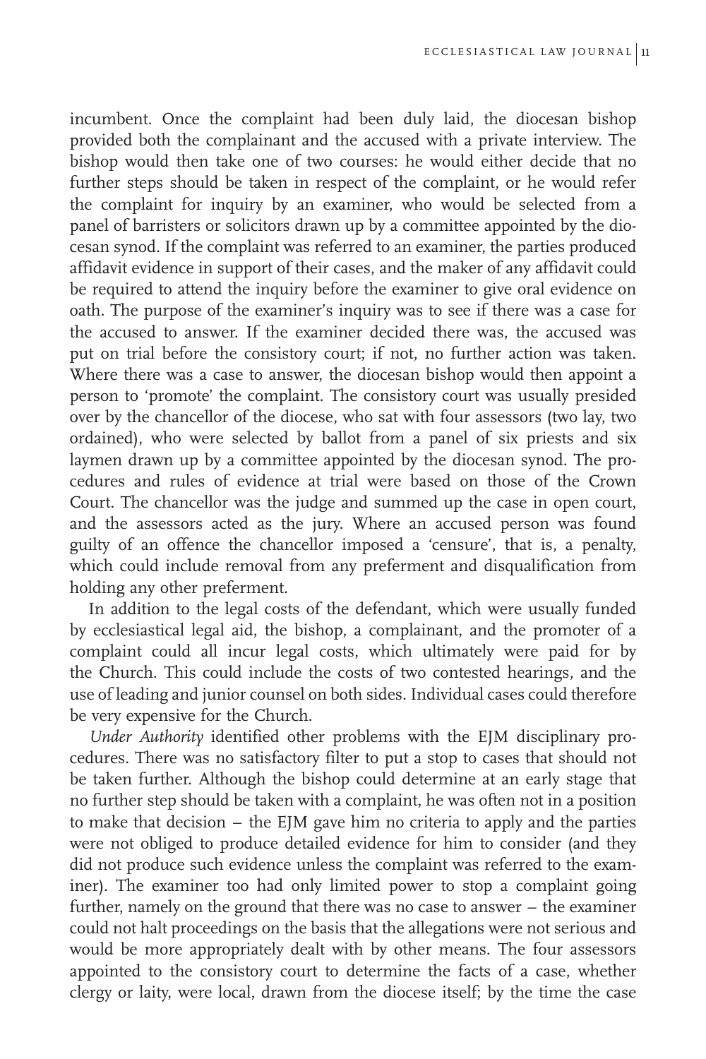incumbent. Once the complaint had been duly laid, the diocesan bishop provided both the complainant and the accused with a private interview. The bishop would then take one of two courses: he would either decide that no further steps should be taken in respect of the complaint, or he would refer the complaint for inquiry by an examiner, who would be selected from a panel of barristers or solicitors drawn up by a committee appointed by the diocesan synod. If the complaint was referred to an examiner, the parties produced affidavit evidence in support of their cases, and the maker of any affidavit could be required to attend the inquiry before the examiner to give oral evidence on oath. The purpose of the examiner's inquiry was to see if there was a case for the accused to answer. If the examiner decided there was, the accused was put on trial before the consistory court; if not, no further action was taken. Where there was a case to answer, the diocesan bishop would then appoint a person to 'promote' the complaint. The consistory court was usually presided over by the chancellor of the diocese, who sat with four assessors (two lay, two ordained), who were selected by ballot from a panel of six priests and six laymen drawn up by a committee appointed by the diocesan synod. The procedures and rules of evidence at trial were based on those of the Crown Court. The chancellor was the judge and summed up the case in open court, and the assessors acted as the jury. Where an accused person was found guilty of an offence the chancellor imposed a 'censure', that is, a penalty, which could include removal from any preferment and disqualification from holding any other preferment.

In addition to the legal costs of the defendant, which were usually funded by ecclesiastical legal aid, the bishop, a complainant, and the promoter of a complaint could all incur legal costs, which ultimately were paid for by the Church. This could include the costs of two contested hearings, and the use of leading and junior counsel on both sides. Individual cases could therefore be very expensive for the Church.

*Under Authority* identified other problems with the EJM disciplinary procedures. There was no satisfactory filter to put a stop to cases that should not be taken further. Although the bishop could determine at an early stage that no further step should be taken with a complaint, he was often not in a position to make that decision – the EJM gave him no criteria to apply and the parties were not obliged to produce detailed evidence for him to consider (and they did not produce such evidence unless the complaint was referred to the examiner). The examiner too had only limited power to stop a complaint going further, namely on the ground that there was no case to answer – the examiner could not halt proceedings on the basis that the allegations were not serious and would be more appropriately dealt with by other means. The four assessors appointed to the consistory court to determine the facts of a case, whether clergy or laity, were local, drawn from the diocese itself; by the time the case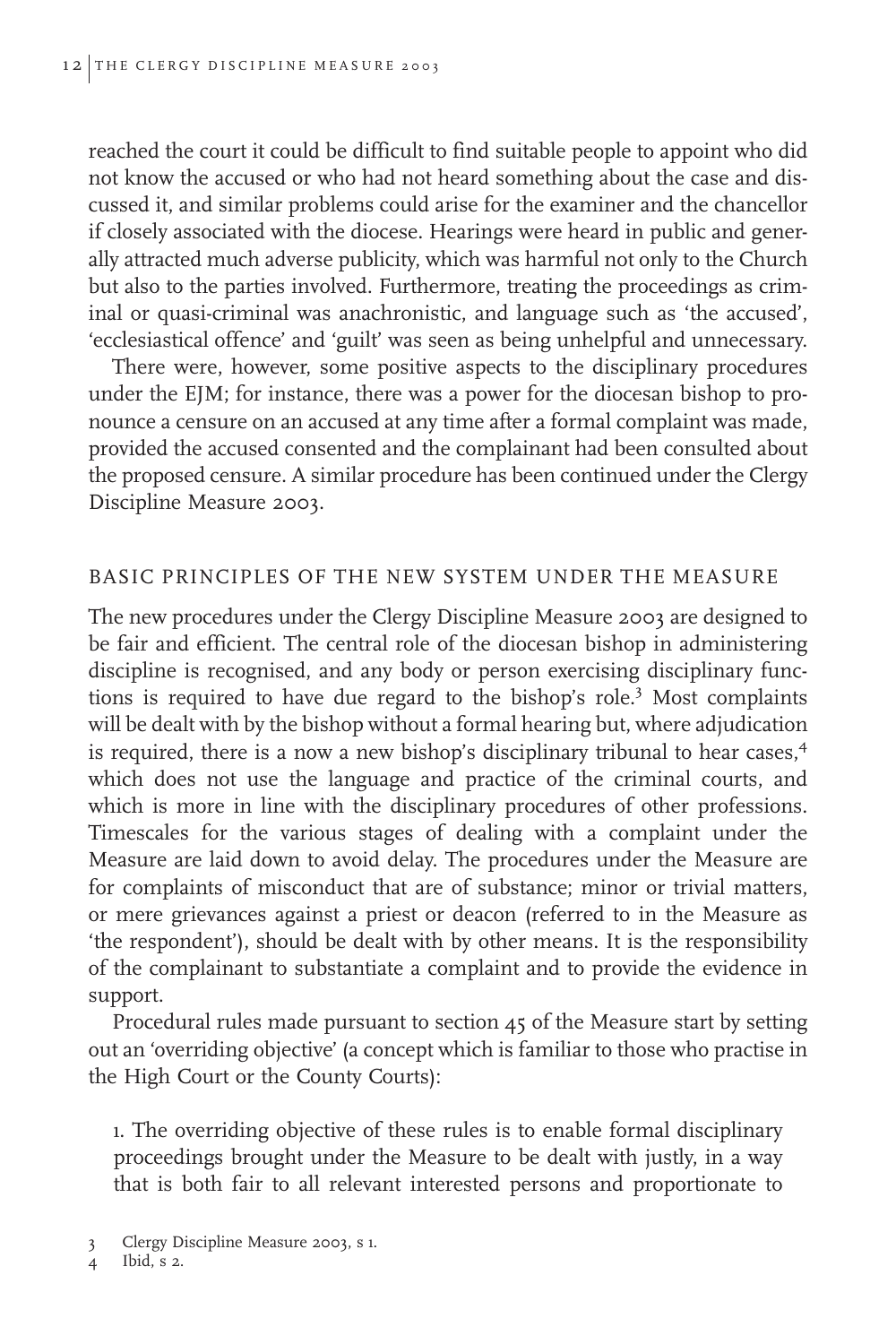reached the court it could be difficult to find suitable people to appoint who did not know the accused or who had not heard something about the case and discussed it, and similar problems could arise for the examiner and the chancellor if closely associated with the diocese. Hearings were heard in public and generally attracted much adverse publicity, which was harmful not only to the Church but also to the parties involved. Furthermore, treating the proceedings as criminal or quasi-criminal was anachronistic, and language such as 'the accused', 'ecclesiastical offence' and 'guilt' was seen as being unhelpful and unnecessary.

There were, however, some positive aspects to the disciplinary procedures under the EJM; for instance, there was a power for the diocesan bishop to pronounce a censure on an accused at any time after a formal complaint was made, provided the accused consented and the complainant had been consulted about the proposed censure. A similar procedure has been continued under the Clergy Discipline Measure 2003.

## BASIC PRINCIPLES OF THE NEW SYSTEM UNDER THE MEASURE

The new procedures under the Clergy Discipline Measure 2003 are designed to be fair and efficient. The central role of the diocesan bishop in administering discipline is recognised, and any body or person exercising disciplinary functions is required to have due regard to the bishop's role.[3] Most complaints will be dealt with by the bishop without a formal hearing but, where adjudication is required, there is a now a new bishop's disciplinary tribunal to hear cases,[4] which does not use the language and practice of the criminal courts, and which is more in line with the disciplinary procedures of other professions. Timescales for the various stages of dealing with a complaint under the Measure are laid down to avoid delay. The procedures under the Measure are for complaints of misconduct that are of substance; minor or trivial matters, or mere grievances against a priest or deacon (referred to in the Measure as 'the respondent'), should be dealt with by other means. It is the responsibility of the complainant to substantiate a complaint and to provide the evidence in support.

Procedural rules made pursuant to section 45 of the Measure start by setting out an 'overriding objective' (a concept which is familiar to those who practise in the High Court or the County Courts):

> 1. The overriding objective of these rules is to enable formal disciplinary proceedings brought under the Measure to be dealt with justly, in a way that is both fair to all relevant interested persons and proportionate to

3 Clergy Discipline Measure 2003, s 1.

4 Ibid, s 2.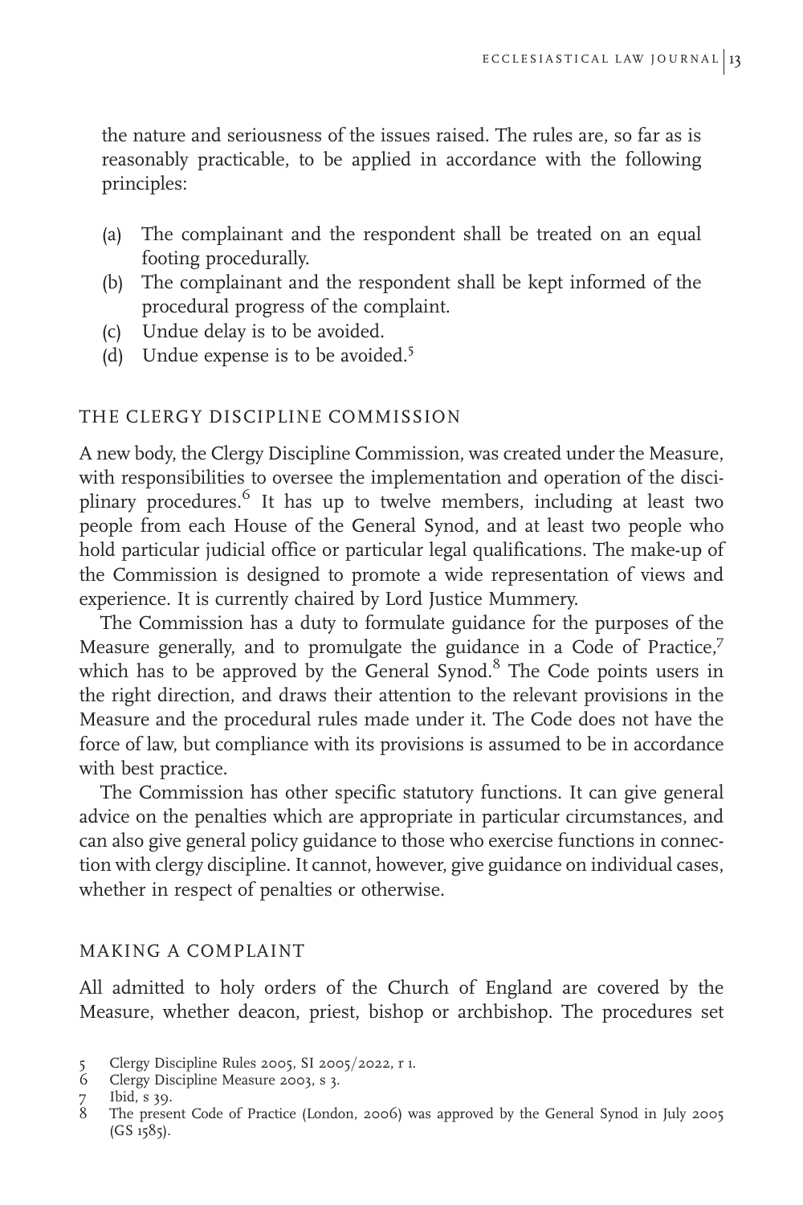the nature and seriousness of the issues raised. The rules are, so far as is reasonably practicable, to be applied in accordance with the following principles:

(a) The complainant and the respondent shall be treated on an equal footing procedurally.
(b) The complainant and the respondent shall be kept informed of the procedural progress of the complaint.
(c) Undue delay is to be avoided.
(d) Undue expense is to be avoided.[5]

## THE CLERGY DISCIPLINE COMMISSION

A new body, the Clergy Discipline Commission, was created under the Measure, with responsibilities to oversee the implementation and operation of the disciplinary procedures.[6] It has up to twelve members, including at least two people from each House of the General Synod, and at least two people who hold particular judicial office or particular legal qualifications. The make-up of the Commission is designed to promote a wide representation of views and experience. It is currently chaired by Lord Justice Mummery.

The Commission has a duty to formulate guidance for the purposes of the Measure generally, and to promulgate the guidance in a Code of Practice,[7] which has to be approved by the General Synod.[8] The Code points users in the right direction, and draws their attention to the relevant provisions in the Measure and the procedural rules made under it. The Code does not have the force of law, but compliance with its provisions is assumed to be in accordance with best practice.

The Commission has other specific statutory functions. It can give general advice on the penalties which are appropriate in particular circumstances, and can also give general policy guidance to those who exercise functions in connection with clergy discipline. It cannot, however, give guidance on individual cases, whether in respect of penalties or otherwise.

## MAKING A COMPLAINT

All admitted to holy orders of the Church of England are covered by the Measure, whether deacon, priest, bishop or archbishop. The procedures set

5 Clergy Discipline Rules 2005, SI 2005/2022, r 1.
6 Clergy Discipline Measure 2003, s 3.
7 Ibid, s 39.
8 The present Code of Practice (London, 2006) was approved by the General Synod in July 2005 (GS 1585).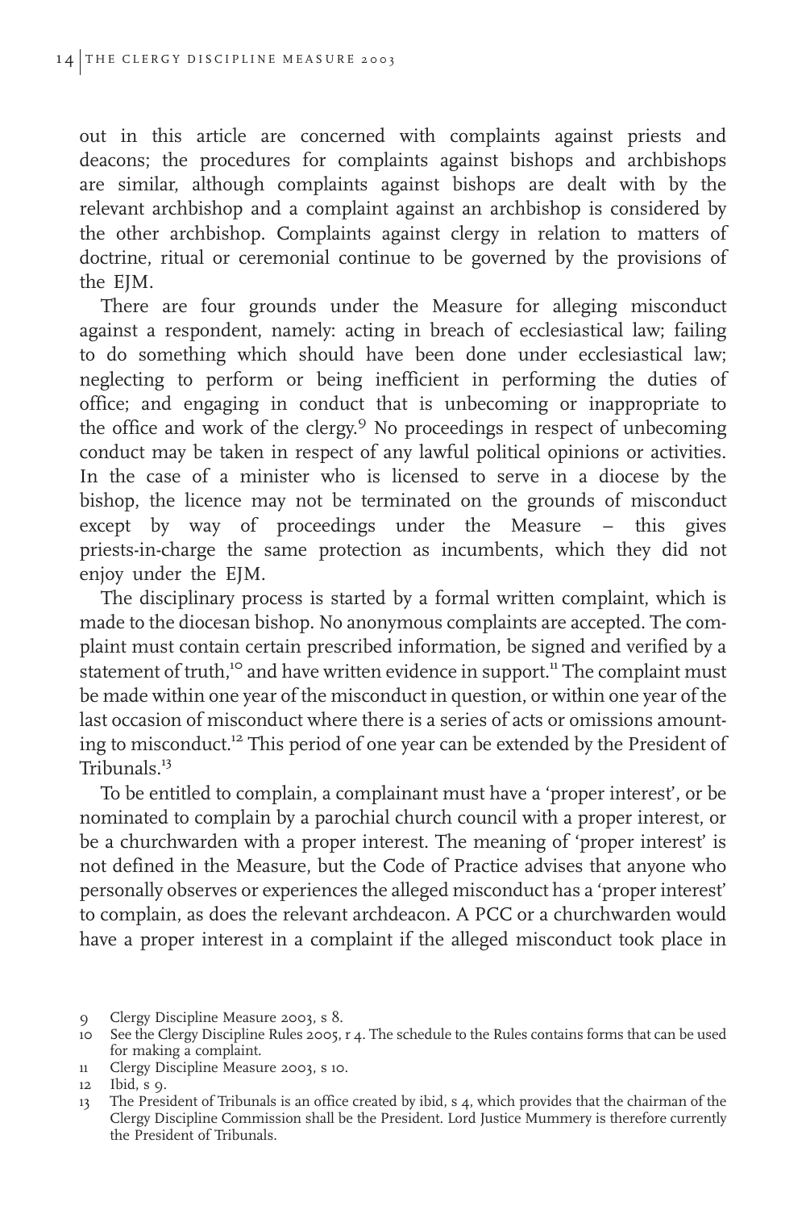out in this article are concerned with complaints against priests and deacons; the procedures for complaints against bishops and archbishops are similar, although complaints against bishops are dealt with by the relevant archbishop and a complaint against an archbishop is considered by the other archbishop. Complaints against clergy in relation to matters of doctrine, ritual or ceremonial continue to be governed by the provisions of the EJM.

There are four grounds under the Measure for alleging misconduct against a respondent, namely: acting in breach of ecclesiastical law; failing to do something which should have been done under ecclesiastical law; neglecting to perform or being inefficient in performing the duties of office; and engaging in conduct that is unbecoming or inappropriate to the office and work of the clergy.[9] No proceedings in respect of unbecoming conduct may be taken in respect of any lawful political opinions or activities. In the case of a minister who is licensed to serve in a diocese by the bishop, the licence may not be terminated on the grounds of misconduct except by way of proceedings under the Measure – this gives priests-in-charge the same protection as incumbents, which they did not enjoy under the EJM.

The disciplinary process is started by a formal written complaint, which is made to the diocesan bishop. No anonymous complaints are accepted. The complaint must contain certain prescribed information, be signed and verified by a statement of truth,[10] and have written evidence in support.[11] The complaint must be made within one year of the misconduct in question, or within one year of the last occasion of misconduct where there is a series of acts or omissions amounting to misconduct.[12] This period of one year can be extended by the President of Tribunals.[13]

To be entitled to complain, a complainant must have a 'proper interest', or be nominated to complain by a parochial church council with a proper interest, or be a churchwarden with a proper interest. The meaning of 'proper interest' is not defined in the Measure, but the Code of Practice advises that anyone who personally observes or experiences the alleged misconduct has a 'proper interest' to complain, as does the relevant archdeacon. A PCC or a churchwarden would have a proper interest in a complaint if the alleged misconduct took place in

9 Clergy Discipline Measure 2003, s 8.

10 See the Clergy Discipline Rules 2005, r 4. The schedule to the Rules contains forms that can be used for making a complaint.

11 Clergy Discipline Measure 2003, s 10.

12 Ibid, s 9.

13 The President of Tribunals is an office created by ibid, s 4, which provides that the chairman of the Clergy Discipline Commission shall be the President. Lord Justice Mummery is therefore currently the President of Tribunals.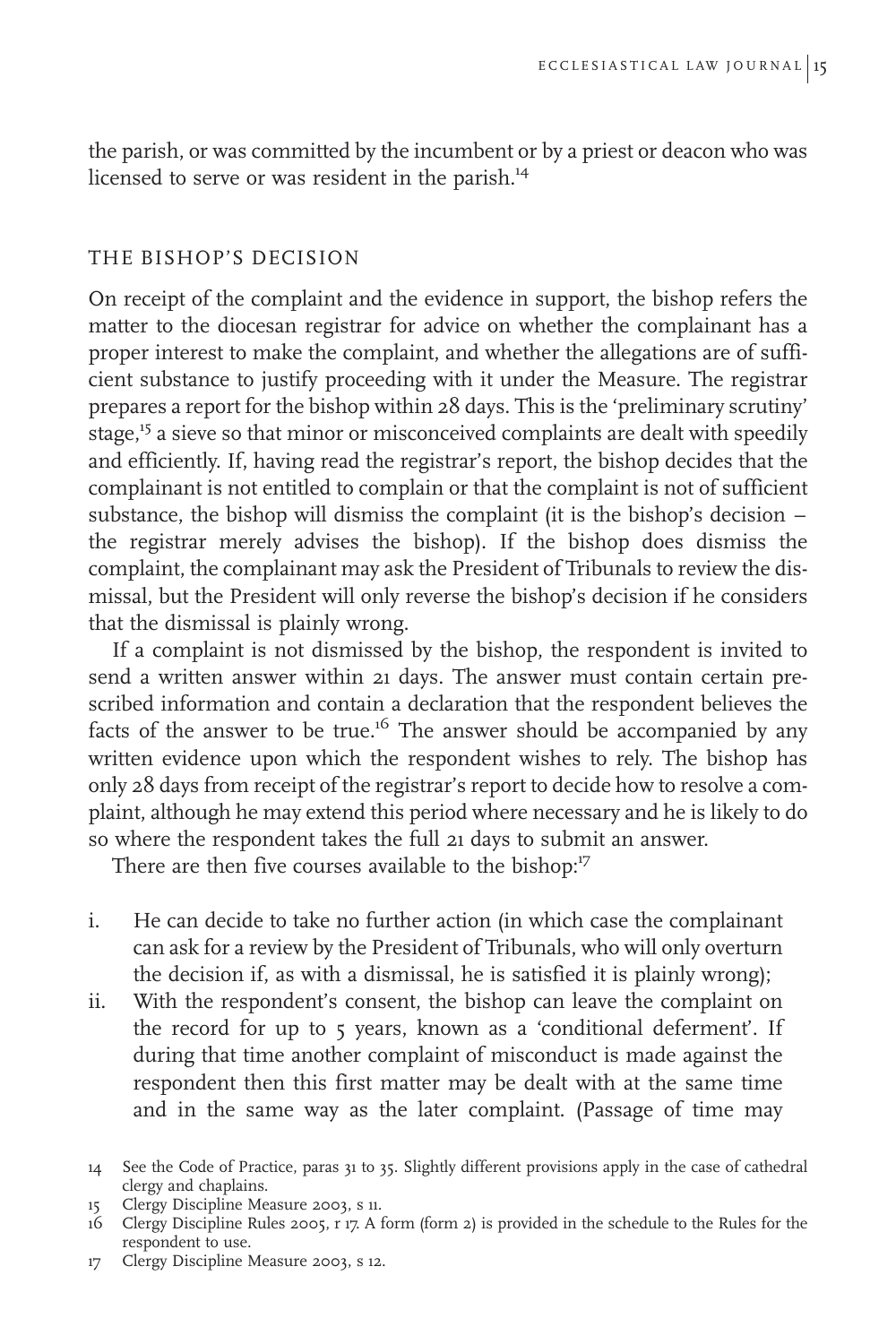the parish, or was committed by the incumbent or by a priest or deacon who was licensed to serve or was resident in the parish.[14]

## THE BISHOP'S DECISION

On receipt of the complaint and the evidence in support, the bishop refers the matter to the diocesan registrar for advice on whether the complainant has a proper interest to make the complaint, and whether the allegations are of sufficient substance to justify proceeding with it under the Measure. The registrar prepares a report for the bishop within 28 days. This is the 'preliminary scrutiny' stage,[15] a sieve so that minor or misconceived complaints are dealt with speedily and efficiently. If, having read the registrar's report, the bishop decides that the complainant is not entitled to complain or that the complaint is not of sufficient substance, the bishop will dismiss the complaint (it is the bishop's decision – the registrar merely advises the bishop). If the bishop does dismiss the complaint, the complainant may ask the President of Tribunals to review the dismissal, but the President will only reverse the bishop's decision if he considers that the dismissal is plainly wrong.

If a complaint is not dismissed by the bishop, the respondent is invited to send a written answer within 21 days. The answer must contain certain prescribed information and contain a declaration that the respondent believes the facts of the answer to be true.[16] The answer should be accompanied by any written evidence upon which the respondent wishes to rely. The bishop has only 28 days from receipt of the registrar's report to decide how to resolve a complaint, although he may extend this period where necessary and he is likely to do so where the respondent takes the full 21 days to submit an answer.

There are then five courses available to the bishop:[17]

i. He can decide to take no further action (in which case the complainant can ask for a review by the President of Tribunals, who will only overturn the decision if, as with a dismissal, he is satisfied it is plainly wrong);
ii. With the respondent's consent, the bishop can leave the complaint on the record for up to 5 years, known as a 'conditional deferment'. If during that time another complaint of misconduct is made against the respondent then this first matter may be dealt with at the same time and in the same way as the later complaint. (Passage of time may

---

14 See the Code of Practice, paras 31 to 35. Slightly different provisions apply in the case of cathedral clergy and chaplains.

15 Clergy Discipline Measure 2003, s 11.

16 Clergy Discipline Rules 2005, r 17. A form (form 2) is provided in the schedule to the Rules for the respondent to use.

17 Clergy Discipline Measure 2003, s 12.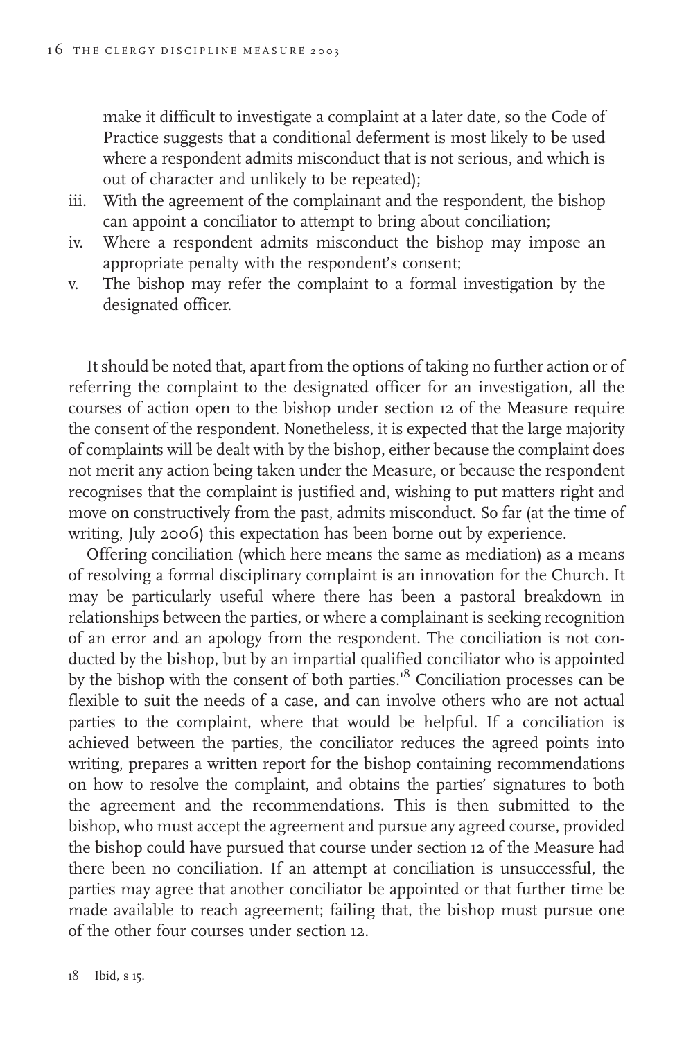make it difficult to investigate a complaint at a later date, so the Code of Practice suggests that a conditional deferment is most likely to be used where a respondent admits misconduct that is not serious, and which is out of character and unlikely to be repeated);

iii. With the agreement of the complainant and the respondent, the bishop can appoint a conciliator to attempt to bring about conciliation;
iv. Where a respondent admits misconduct the bishop may impose an appropriate penalty with the respondent's consent;
v. The bishop may refer the complaint to a formal investigation by the designated officer.

It should be noted that, apart from the options of taking no further action or of referring the complaint to the designated officer for an investigation, all the courses of action open to the bishop under section 12 of the Measure require the consent of the respondent. Nonetheless, it is expected that the large majority of complaints will be dealt with by the bishop, either because the complaint does not merit any action being taken under the Measure, or because the respondent recognises that the complaint is justified and, wishing to put matters right and move on constructively from the past, admits misconduct. So far (at the time of writing, July 2006) this expectation has been borne out by experience.

Offering conciliation (which here means the same as mediation) as a means of resolving a formal disciplinary complaint is an innovation for the Church. It may be particularly useful where there has been a pastoral breakdown in relationships between the parties, or where a complainant is seeking recognition of an error and an apology from the respondent. The conciliation is not conducted by the bishop, but by an impartial qualified conciliator who is appointed by the bishop with the consent of both parties.[18] Conciliation processes can be flexible to suit the needs of a case, and can involve others who are not actual parties to the complaint, where that would be helpful. If a conciliation is achieved between the parties, the conciliator reduces the agreed points into writing, prepares a written report for the bishop containing recommendations on how to resolve the complaint, and obtains the parties' signatures to both the agreement and the recommendations. This is then submitted to the bishop, who must accept the agreement and pursue any agreed course, provided the bishop could have pursued that course under section 12 of the Measure had there been no conciliation. If an attempt at conciliation is unsuccessful, the parties may agree that another conciliator be appointed or that further time be made available to reach agreement; failing that, the bishop must pursue one of the other four courses under section 12.

18 Ibid, s 15.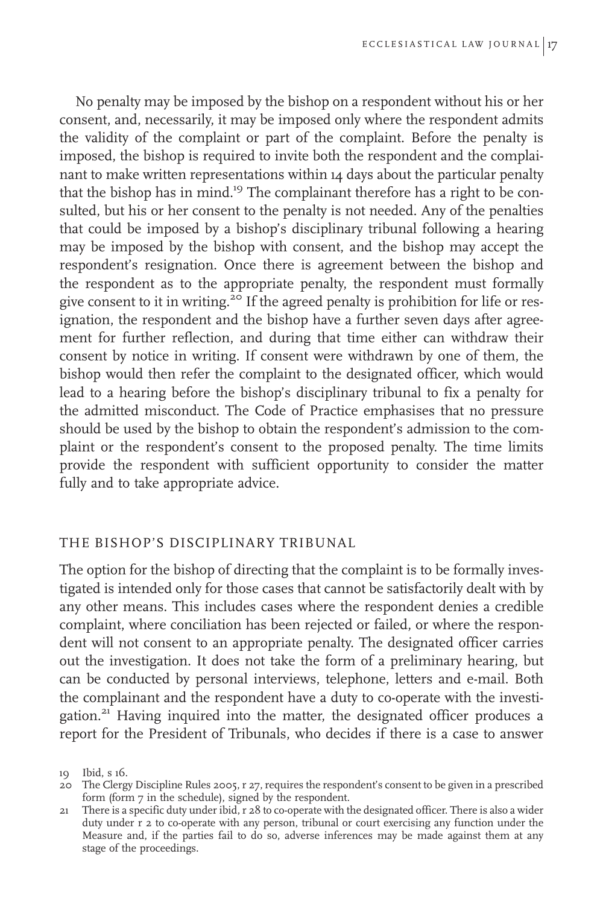No penalty may be imposed by the bishop on a respondent without his or her consent, and, necessarily, it may be imposed only where the respondent admits the validity of the complaint or part of the complaint. Before the penalty is imposed, the bishop is required to invite both the respondent and the complainant to make written representations within 14 days about the particular penalty that the bishop has in mind.[19] The complainant therefore has a right to be consulted, but his or her consent to the penalty is not needed. Any of the penalties that could be imposed by a bishop's disciplinary tribunal following a hearing may be imposed by the bishop with consent, and the bishop may accept the respondent's resignation. Once there is agreement between the bishop and the respondent as to the appropriate penalty, the respondent must formally give consent to it in writing.[20] If the agreed penalty is prohibition for life or resignation, the respondent and the bishop have a further seven days after agreement for further reflection, and during that time either can withdraw their consent by notice in writing. If consent were withdrawn by one of them, the bishop would then refer the complaint to the designated officer, which would lead to a hearing before the bishop's disciplinary tribunal to fix a penalty for the admitted misconduct. The Code of Practice emphasises that no pressure should be used by the bishop to obtain the respondent's admission to the complaint or the respondent's consent to the proposed penalty. The time limits provide the respondent with sufficient opportunity to consider the matter fully and to take appropriate advice.

## THE BISHOP'S DISCIPLINARY TRIBUNAL

The option for the bishop of directing that the complaint is to be formally investigated is intended only for those cases that cannot be satisfactorily dealt with by any other means. This includes cases where the respondent denies a credible complaint, where conciliation has been rejected or failed, or where the respondent will not consent to an appropriate penalty. The designated officer carries out the investigation. It does not take the form of a preliminary hearing, but can be conducted by personal interviews, telephone, letters and e-mail. Both the complainant and the respondent have a duty to co-operate with the investigation.[21] Having inquired into the matter, the designated officer produces a report for the President of Tribunals, who decides if there is a case to answer

---

19 Ibid, s 16.

20 The Clergy Discipline Rules 2005, r 27, requires the respondent's consent to be given in a prescribed form (form 7 in the schedule), signed by the respondent.

21 There is a specific duty under ibid, r 28 to co-operate with the designated officer. There is also a wider duty under r 2 to co-operate with any person, tribunal or court exercising any function under the Measure and, if the parties fail to do so, adverse inferences may be made against them at any stage of the proceedings.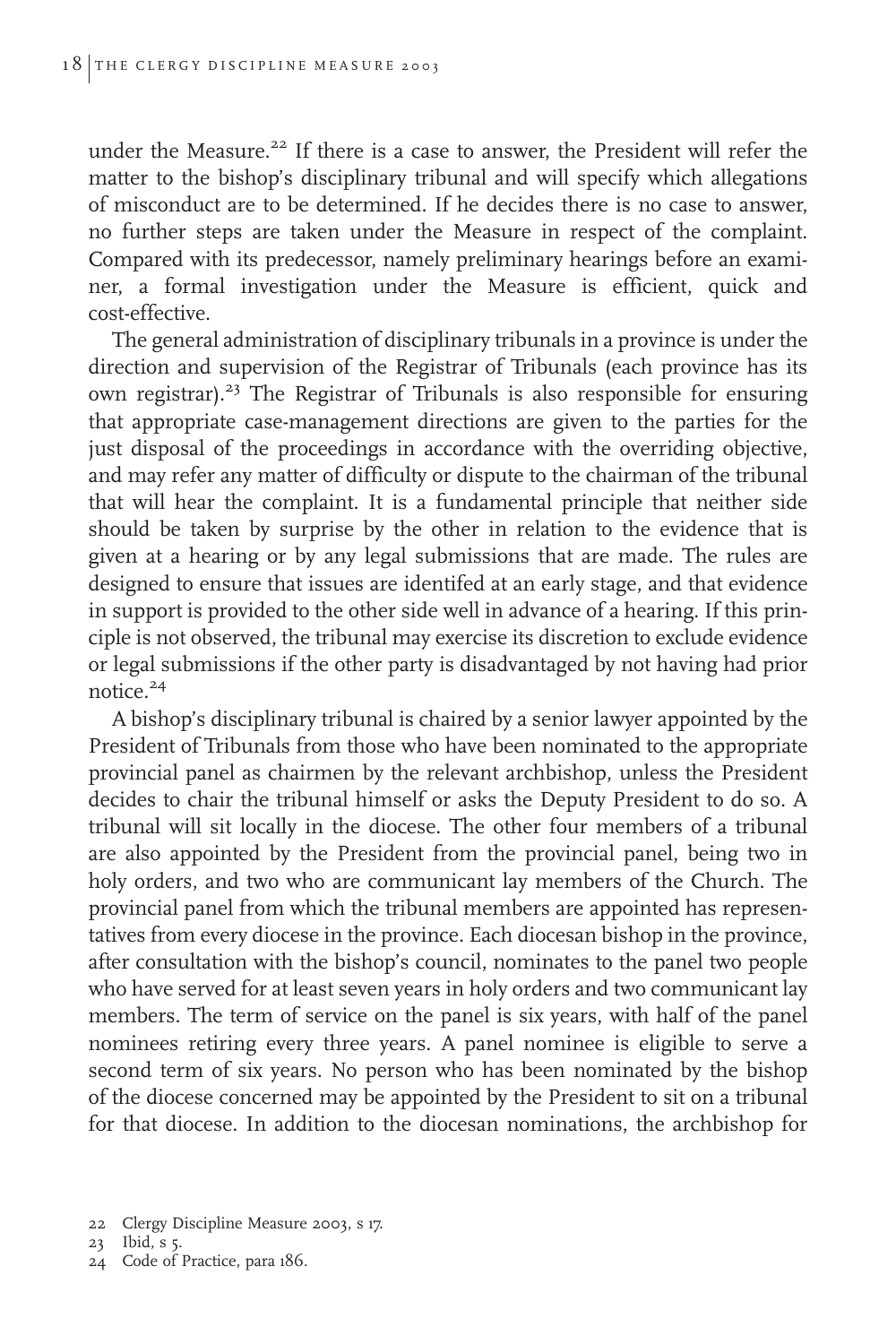under the Measure.[22] If there is a case to answer, the President will refer the matter to the bishop's disciplinary tribunal and will specify which allegations of misconduct are to be determined. If he decides there is no case to answer, no further steps are taken under the Measure in respect of the complaint. Compared with its predecessor, namely preliminary hearings before an examiner, a formal investigation under the Measure is efficient, quick and cost-effective.

The general administration of disciplinary tribunals in a province is under the direction and supervision of the Registrar of Tribunals (each province has its own registrar).[23] The Registrar of Tribunals is also responsible for ensuring that appropriate case-management directions are given to the parties for the just disposal of the proceedings in accordance with the overriding objective, and may refer any matter of difficulty or dispute to the chairman of the tribunal that will hear the complaint. It is a fundamental principle that neither side should be taken by surprise by the other in relation to the evidence that is given at a hearing or by any legal submissions that are made. The rules are designed to ensure that issues are identifed at an early stage, and that evidence in support is provided to the other side well in advance of a hearing. If this principle is not observed, the tribunal may exercise its discretion to exclude evidence or legal submissions if the other party is disadvantaged by not having had prior notice.[24]

A bishop's disciplinary tribunal is chaired by a senior lawyer appointed by the President of Tribunals from those who have been nominated to the appropriate provincial panel as chairmen by the relevant archbishop, unless the President decides to chair the tribunal himself or asks the Deputy President to do so. A tribunal will sit locally in the diocese. The other four members of a tribunal are also appointed by the President from the provincial panel, being two in holy orders, and two who are communicant lay members of the Church. The provincial panel from which the tribunal members are appointed has representatives from every diocese in the province. Each diocesan bishop in the province, after consultation with the bishop's council, nominates to the panel two people who have served for at least seven years in holy orders and two communicant lay members. The term of service on the panel is six years, with half of the panel nominees retiring every three years. A panel nominee is eligible to serve a second term of six years. No person who has been nominated by the bishop of the diocese concerned may be appointed by the President to sit on a tribunal for that diocese. In addition to the diocesan nominations, the archbishop for

22 Clergy Discipline Measure 2003, s 17.

23 Ibid, s 5.

24 Code of Practice, para 186.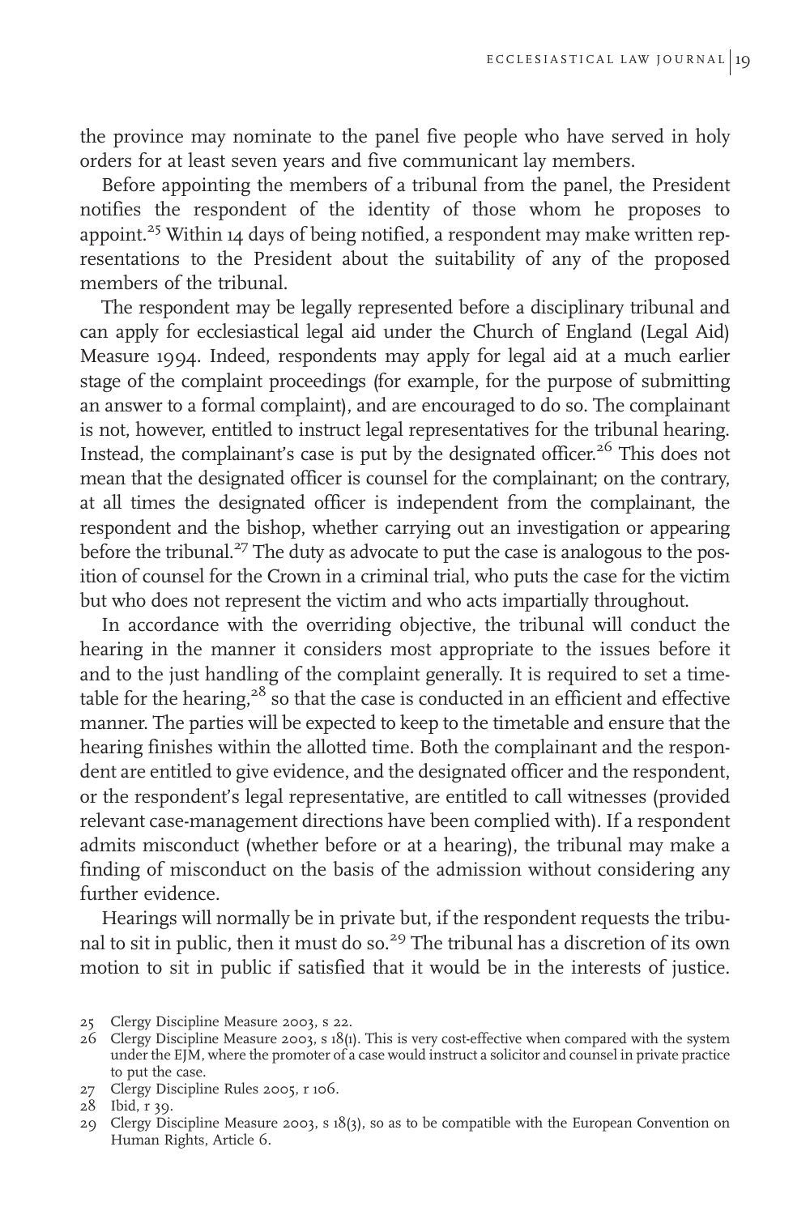the province may nominate to the panel five people who have served in holy orders for at least seven years and five communicant lay members.

Before appointing the members of a tribunal from the panel, the President notifies the respondent of the identity of those whom he proposes to appoint.[25] Within 14 days of being notified, a respondent may make written representations to the President about the suitability of any of the proposed members of the tribunal.

The respondent may be legally represented before a disciplinary tribunal and can apply for ecclesiastical legal aid under the Church of England (Legal Aid) Measure 1994. Indeed, respondents may apply for legal aid at a much earlier stage of the complaint proceedings (for example, for the purpose of submitting an answer to a formal complaint), and are encouraged to do so. The complainant is not, however, entitled to instruct legal representatives for the tribunal hearing. Instead, the complainant's case is put by the designated officer.[26] This does not mean that the designated officer is counsel for the complainant; on the contrary, at all times the designated officer is independent from the complainant, the respondent and the bishop, whether carrying out an investigation or appearing before the tribunal.[27] The duty as advocate to put the case is analogous to the position of counsel for the Crown in a criminal trial, who puts the case for the victim but who does not represent the victim and who acts impartially throughout.

In accordance with the overriding objective, the tribunal will conduct the hearing in the manner it considers most appropriate to the issues before it and to the just handling of the complaint generally. It is required to set a timetable for the hearing,[28] so that the case is conducted in an efficient and effective manner. The parties will be expected to keep to the timetable and ensure that the hearing finishes within the allotted time. Both the complainant and the respondent are entitled to give evidence, and the designated officer and the respondent, or the respondent's legal representative, are entitled to call witnesses (provided relevant case-management directions have been complied with). If a respondent admits misconduct (whether before or at a hearing), the tribunal may make a finding of misconduct on the basis of the admission without considering any further evidence.

Hearings will normally be in private but, if the respondent requests the tribunal to sit in public, then it must do so.[29] The tribunal has a discretion of its own motion to sit in public if satisfied that it would be in the interests of justice.

---

25 Clergy Discipline Measure 2003, s 22.

26 Clergy Discipline Measure 2003, s 18(1). This is very cost-effective when compared with the system under the EJM, where the promoter of a case would instruct a solicitor and counsel in private practice to put the case.

27 Clergy Discipline Rules 2005, r 106.

28 Ibid, r 39.

29 Clergy Discipline Measure 2003, s 18(3), so as to be compatible with the European Convention on Human Rights, Article 6.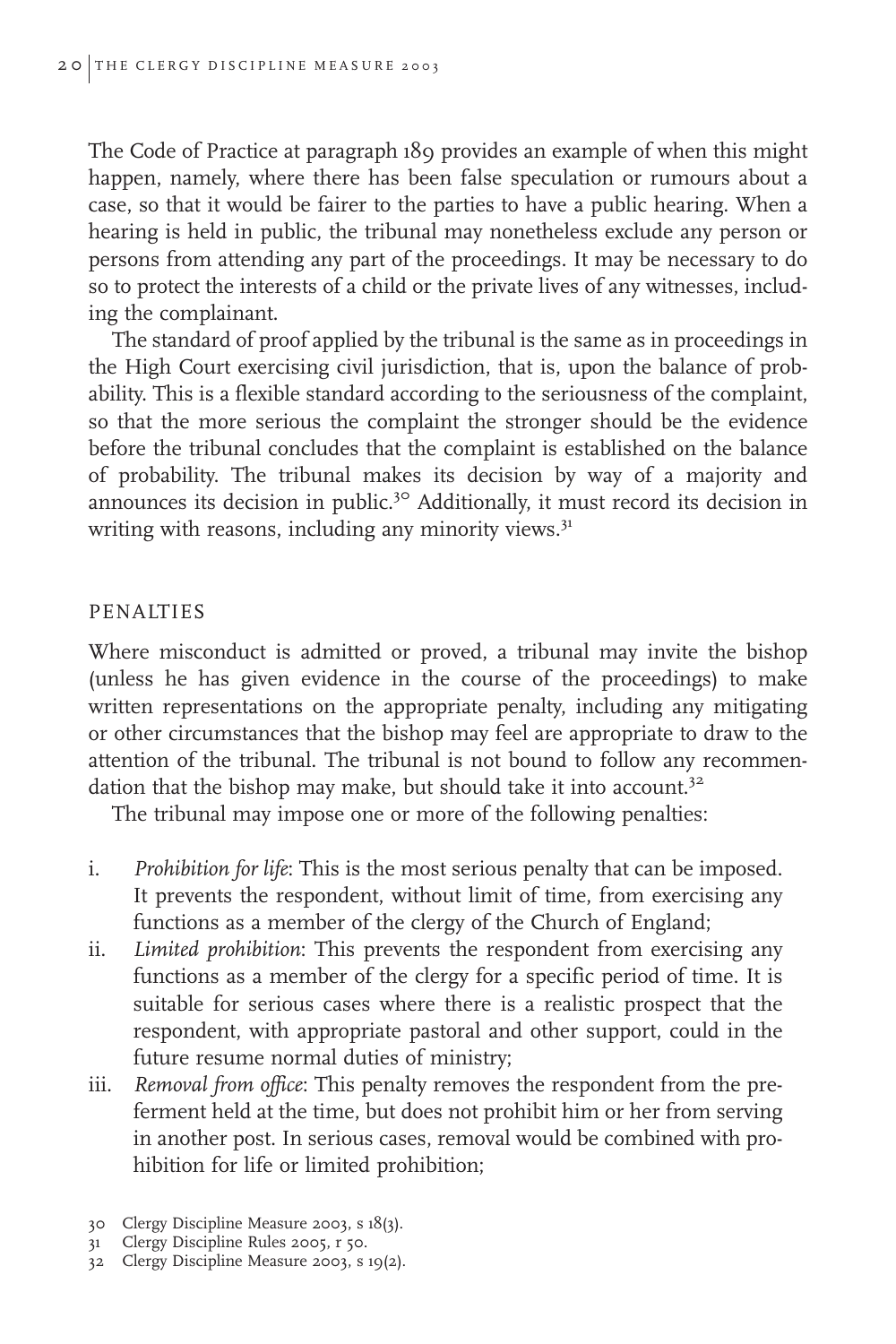The Code of Practice at paragraph 189 provides an example of when this might happen, namely, where there has been false speculation or rumours about a case, so that it would be fairer to the parties to have a public hearing. When a hearing is held in public, the tribunal may nonetheless exclude any person or persons from attending any part of the proceedings. It may be necessary to do so to protect the interests of a child or the private lives of any witnesses, including the complainant.

The standard of proof applied by the tribunal is the same as in proceedings in the High Court exercising civil jurisdiction, that is, upon the balance of probability. This is a flexible standard according to the seriousness of the complaint, so that the more serious the complaint the stronger should be the evidence before the tribunal concludes that the complaint is established on the balance of probability. The tribunal makes its decision by way of a majority and announces its decision in public.[30] Additionally, it must record its decision in writing with reasons, including any minority views.[31]

## PENALTIES

Where misconduct is admitted or proved, a tribunal may invite the bishop (unless he has given evidence in the course of the proceedings) to make written representations on the appropriate penalty, including any mitigating or other circumstances that the bishop may feel are appropriate to draw to the attention of the tribunal. The tribunal is not bound to follow any recommendation that the bishop may make, but should take it into account.[32]

The tribunal may impose one or more of the following penalties:

i. *Prohibition for life*: This is the most serious penalty that can be imposed. It prevents the respondent, without limit of time, from exercising any functions as a member of the clergy of the Church of England;
ii. *Limited prohibition*: This prevents the respondent from exercising any functions as a member of the clergy for a specific period of time. It is suitable for serious cases where there is a realistic prospect that the respondent, with appropriate pastoral and other support, could in the future resume normal duties of ministry;
iii. *Removal from office*: This penalty removes the respondent from the preferment held at the time, but does not prohibit him or her from serving in another post. In serious cases, removal would be combined with prohibition for life or limited prohibition;

30 Clergy Discipline Measure 2003, s 18(3).
31 Clergy Discipline Rules 2005, r 50.
32 Clergy Discipline Measure 2003, s 19(2).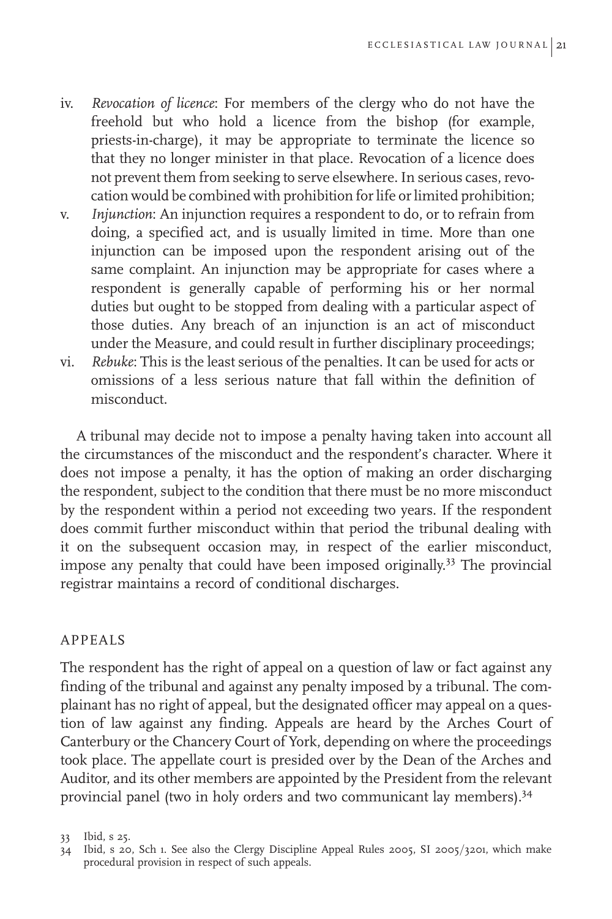iv. *Revocation of licence*: For members of the clergy who do not have the freehold but who hold a licence from the bishop (for example, priests-in-charge), it may be appropriate to terminate the licence so that they no longer minister in that place. Revocation of a licence does not prevent them from seeking to serve elsewhere. In serious cases, revocation would be combined with prohibition for life or limited prohibition;

v. *Injunction*: An injunction requires a respondent to do, or to refrain from doing, a specified act, and is usually limited in time. More than one injunction can be imposed upon the respondent arising out of the same complaint. An injunction may be appropriate for cases where a respondent is generally capable of performing his or her normal duties but ought to be stopped from dealing with a particular aspect of those duties. Any breach of an injunction is an act of misconduct under the Measure, and could result in further disciplinary proceedings;

vi. *Rebuke*: This is the least serious of the penalties. It can be used for acts or omissions of a less serious nature that fall within the definition of misconduct.

A tribunal may decide not to impose a penalty having taken into account all the circumstances of the misconduct and the respondent's character. Where it does not impose a penalty, it has the option of making an order discharging the respondent, subject to the condition that there must be no more misconduct by the respondent within a period not exceeding two years. If the respondent does commit further misconduct within that period the tribunal dealing with it on the subsequent occasion may, in respect of the earlier misconduct, impose any penalty that could have been imposed originally.[33] The provincial registrar maintains a record of conditional discharges.

## APPEALS

The respondent has the right of appeal on a question of law or fact against any finding of the tribunal and against any penalty imposed by a tribunal. The complainant has no right of appeal, but the designated officer may appeal on a question of law against any finding. Appeals are heard by the Arches Court of Canterbury or the Chancery Court of York, depending on where the proceedings took place. The appellate court is presided over by the Dean of the Arches and Auditor, and its other members are appointed by the President from the relevant provincial panel (two in holy orders and two communicant lay members).[34]

33 Ibid, s 25.

34 Ibid, s 20, Sch 1. See also the Clergy Discipline Appeal Rules 2005, SI 2005/3201, which make procedural provision in respect of such appeals.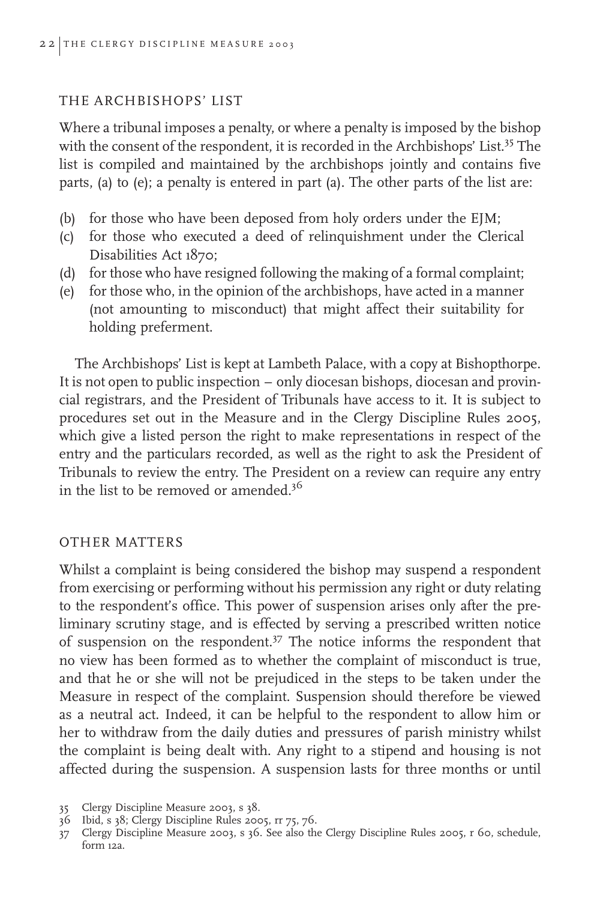## THE ARCHBISHOPS' LIST

Where a tribunal imposes a penalty, or where a penalty is imposed by the bishop with the consent of the respondent, it is recorded in the Archbishops' List.[35] The list is compiled and maintained by the archbishops jointly and contains five parts, (a) to (e); a penalty is entered in part (a). The other parts of the list are:

- (b) for those who have been deposed from holy orders under the EJM;
- (c) for those who executed a deed of relinquishment under the Clerical Disabilities Act 1870;
- (d) for those who have resigned following the making of a formal complaint;
- (e) for those who, in the opinion of the archbishops, have acted in a manner (not amounting to misconduct) that might affect their suitability for holding preferment.

The Archbishops' List is kept at Lambeth Palace, with a copy at Bishopthorpe. It is not open to public inspection – only diocesan bishops, diocesan and provincial registrars, and the President of Tribunals have access to it. It is subject to procedures set out in the Measure and in the Clergy Discipline Rules 2005, which give a listed person the right to make representations in respect of the entry and the particulars recorded, as well as the right to ask the President of Tribunals to review the entry. The President on a review can require any entry in the list to be removed or amended.[36]

## OTHER MATTERS

Whilst a complaint is being considered the bishop may suspend a respondent from exercising or performing without his permission any right or duty relating to the respondent's office. This power of suspension arises only after the preliminary scrutiny stage, and is effected by serving a prescribed written notice of suspension on the respondent.[37] The notice informs the respondent that no view has been formed as to whether the complaint of misconduct is true, and that he or she will not be prejudiced in the steps to be taken under the Measure in respect of the complaint. Suspension should therefore be viewed as a neutral act. Indeed, it can be helpful to the respondent to allow him or her to withdraw from the daily duties and pressures of parish ministry whilst the complaint is being dealt with. Any right to a stipend and housing is not affected during the suspension. A suspension lasts for three months or until

35 Clergy Discipline Measure 2003, s 38.

36 Ibid, s 38; Clergy Discipline Rules 2005, rr 75, 76.

37 Clergy Discipline Measure 2003, s 36. See also the Clergy Discipline Rules 2005, r 60, schedule, form 12a.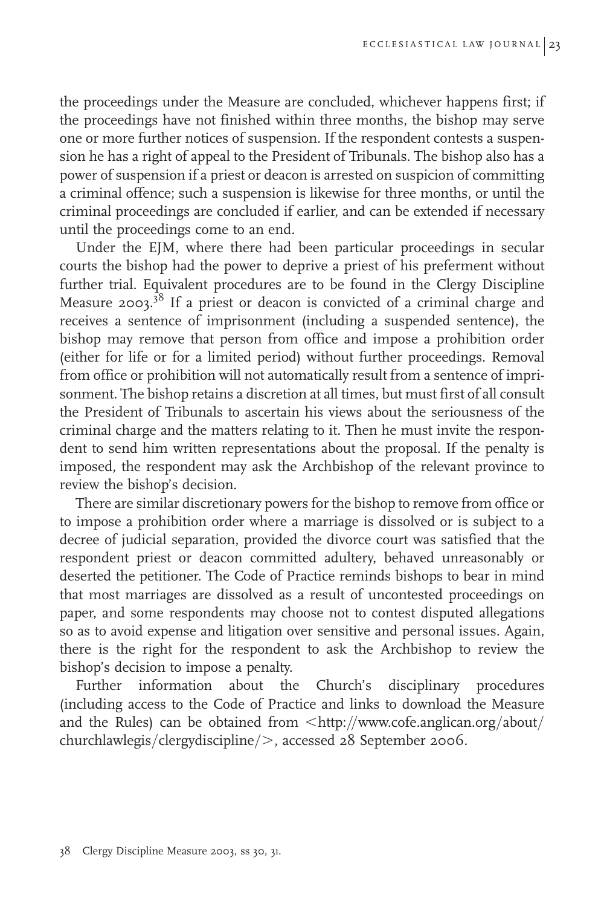the proceedings under the Measure are concluded, whichever happens first; if the proceedings have not finished within three months, the bishop may serve one or more further notices of suspension. If the respondent contests a suspension he has a right of appeal to the President of Tribunals. The bishop also has a power of suspension if a priest or deacon is arrested on suspicion of committing a criminal offence; such a suspension is likewise for three months, or until the criminal proceedings are concluded if earlier, and can be extended if necessary until the proceedings come to an end.

Under the EJM, where there had been particular proceedings in secular courts the bishop had the power to deprive a priest of his preferment without further trial. Equivalent procedures are to be found in the Clergy Discipline Measure 2003.[38] If a priest or deacon is convicted of a criminal charge and receives a sentence of imprisonment (including a suspended sentence), the bishop may remove that person from office and impose a prohibition order (either for life or for a limited period) without further proceedings. Removal from office or prohibition will not automatically result from a sentence of imprisonment. The bishop retains a discretion at all times, but must first of all consult the President of Tribunals to ascertain his views about the seriousness of the criminal charge and the matters relating to it. Then he must invite the respondent to send him written representations about the proposal. If the penalty is imposed, the respondent may ask the Archbishop of the relevant province to review the bishop's decision.

There are similar discretionary powers for the bishop to remove from office or to impose a prohibition order where a marriage is dissolved or is subject to a decree of judicial separation, provided the divorce court was satisfied that the respondent priest or deacon committed adultery, behaved unreasonably or deserted the petitioner. The Code of Practice reminds bishops to bear in mind that most marriages are dissolved as a result of uncontested proceedings on paper, and some respondents may choose not to contest disputed allegations so as to avoid expense and litigation over sensitive and personal issues. Again, there is the right for the respondent to ask the Archbishop to review the bishop's decision to impose a penalty.

Further information about the Church's disciplinary procedures (including access to the Code of Practice and links to download the Measure and the Rules) can be obtained from <http://www.cofe.anglican.org/about/churchlawlegis/clergydiscipline/>, accessed 28 September 2006.

38 Clergy Discipline Measure 2003, ss 30, 31.